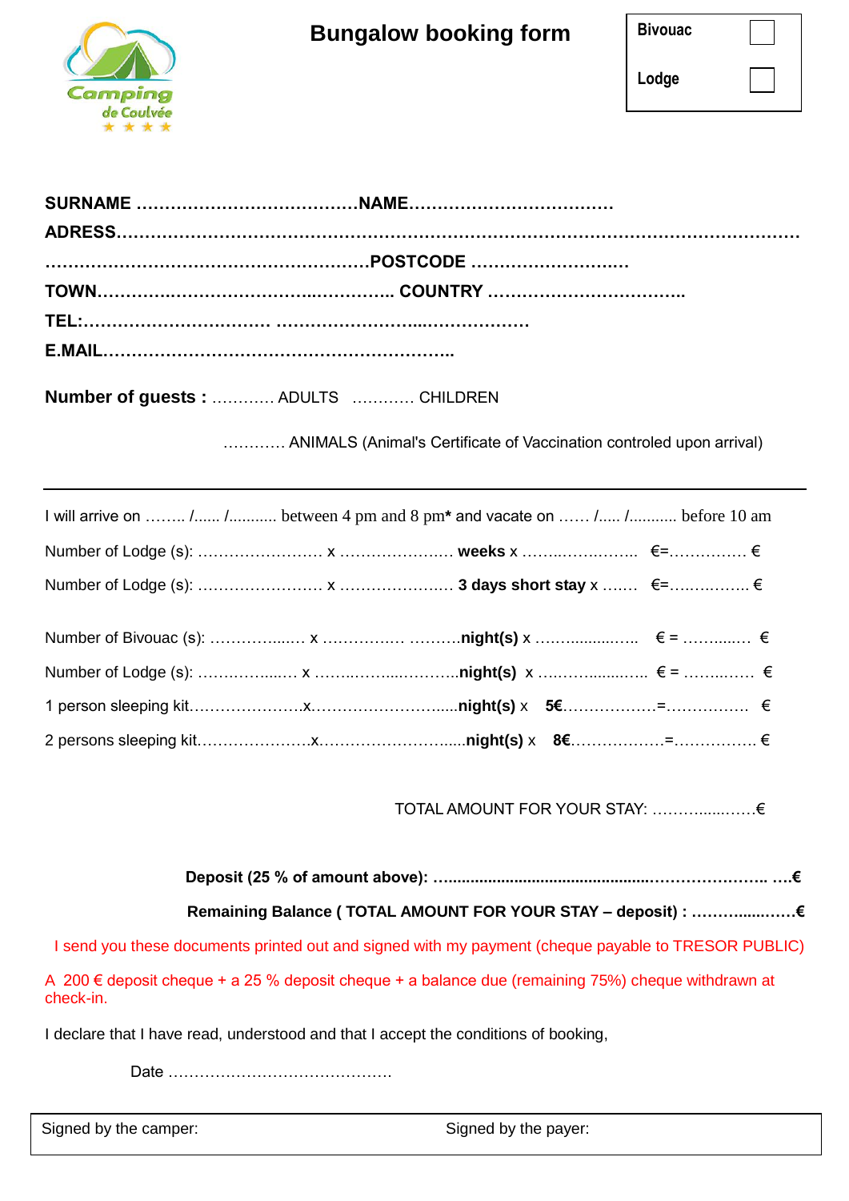Camping de Coulvée

# Bungalow booking form

| | |
|---|---|
| Bivouac | ☐ |
| Lodge | ☐ |

**SURNAME ……………………………….NAME……………………………..**

**ADRESS…………………………………………………………………………………………………**

**…………………………………………….POSTCODE ……………………..**

**TOWN………………………………..………….. COUNTRY ……………………………..**

**TEL:…………………………… …………………..………………**

**E.MAIL…………………………………………………..**

**Number of guests :** ………… ADULTS ………… CHILDREN

………… ANIMALS (Animal's Certificate of Vaccination controled upon arrival)

---

I will arrive on …….. /...... /.......... between 4 pm and 8 pm***** and vacate on …… /..... /.......... before 10 am

Number of Lodge (s): …………………… x …………………. **weeks** x ……..…………….. €=…………… €

Number of Lodge (s): …………………… x …………………. **3 days short stay** x ……. €=…….……… €

Number of Bivouac (s): ……………..…. x ……………. ……….**night(s)** x ………..........….. € = ……......… €

Number of Lodge (s): ……….……..…. x ……..……....……….**night(s)** x ….……........….. € = ……..…… €

1 person sleeping kit………………….x…………………….....**night(s)** x **5€**………………=……………. €

2 persons sleeping kit…………………x…………………….....**night(s)** x **8€**………………=……………. €

TOTAL AMOUNT FOR YOUR STAY: ……….......…….€

**Deposit (25 % of amount above): …..........................................………………….. ….€**

**Remaining Balance ( TOTAL AMOUNT FOR YOUR STAY – deposit) : …………..……..€**

I send you these documents printed out and signed with my payment (cheque payable to TRESOR PUBLIC)

A 200 € deposit cheque + a 25 % deposit cheque + a balance due (remaining 75%) cheque withdrawn at check-in.

I declare that I have read, understood and that I accept the conditions of booking,

Date ……………………………………

| Signed by the camper: | Signed by the payer: |
|---|---|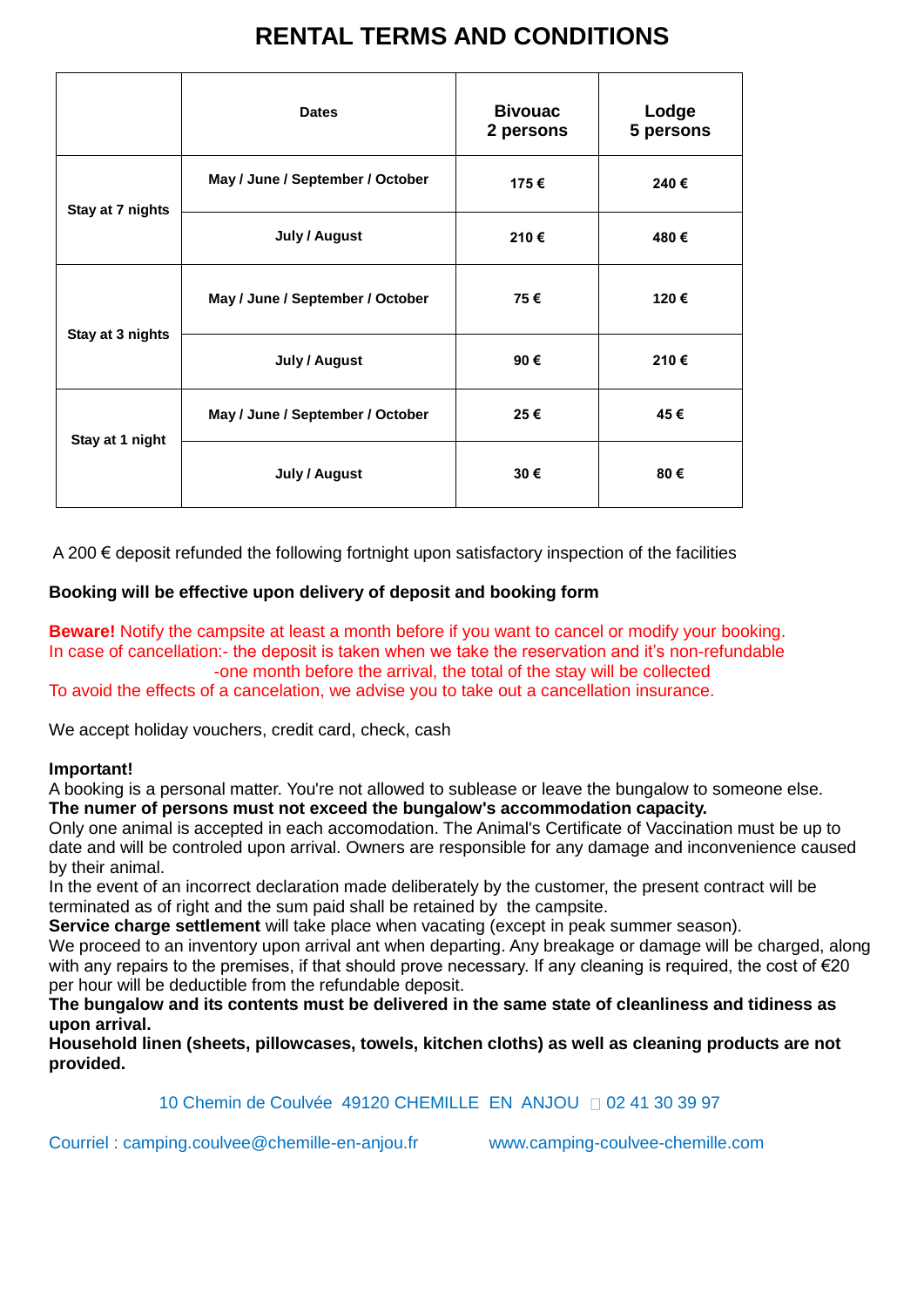# RENTAL TERMS AND CONDITIONS

| | Dates | Bivouac 2 persons | Lodge 5 persons |
|---|---|---|---|
| Stay at 7 nights | May / June / September / October | 175 € | 240 € |
| | July / August | 210 € | 480 € |
| Stay at 3 nights | May / June / September / October | 75 € | 120 € |
| | July / August | 90 € | 210 € |
| Stay at 1 night | May / June / September / October | 25 € | 45 € |
| | July / August | 30 € | 80 € |

A 200 € deposit refunded the following fortnight upon satisfactory inspection of the facilities

**Booking will be effective upon delivery of deposit and booking form**

**Beware!** Notify the campsite at least a month before if you want to cancel or modify your booking.
In case of cancellation:- the deposit is taken when we take the reservation and it's non-refundable
-one month before the arrival, the total of the stay will be collected
To avoid the effects of a cancelation, we advise you to take out a cancellation insurance.

We accept holiday vouchers, credit card, check, cash

**Important!**
A booking is a personal matter. You're not allowed to sublease or leave the bungalow to someone else.
**The numer of persons must not exceed the bungalow's accommodation capacity.**
Only one animal is accepted in each accomodation. The Animal's Certificate of Vaccination must be up to date and will be controled upon arrival. Owners are responsible for any damage and inconvenience caused by their animal.
In the event of an incorrect declaration made deliberately by the customer, the present contract will be terminated as of right and the sum paid shall be retained by the campsite.
**Service charge settlement** will take place when vacating (except in peak summer season).
We proceed to an inventory upon arrival ant when departing. Any breakage or damage will be charged, along with any repairs to the premises, if that should prove necessary. If any cleaning is required, the cost of €20 per hour will be deductible from the refundable deposit.
**The bungalow and its contents must be delivered in the same state of cleanliness and tidiness as upon arrival.**
**Household linen (sheets, pillowcases, towels, kitchen cloths) as well as cleaning products are not provided.**

10 Chemin de Coulvée 49120 CHEMILLE EN ANJOU 02 41 30 39 97

Courriel : camping.coulvee@chemille-en-anjou.fr www.camping-coulvee-chemille.com